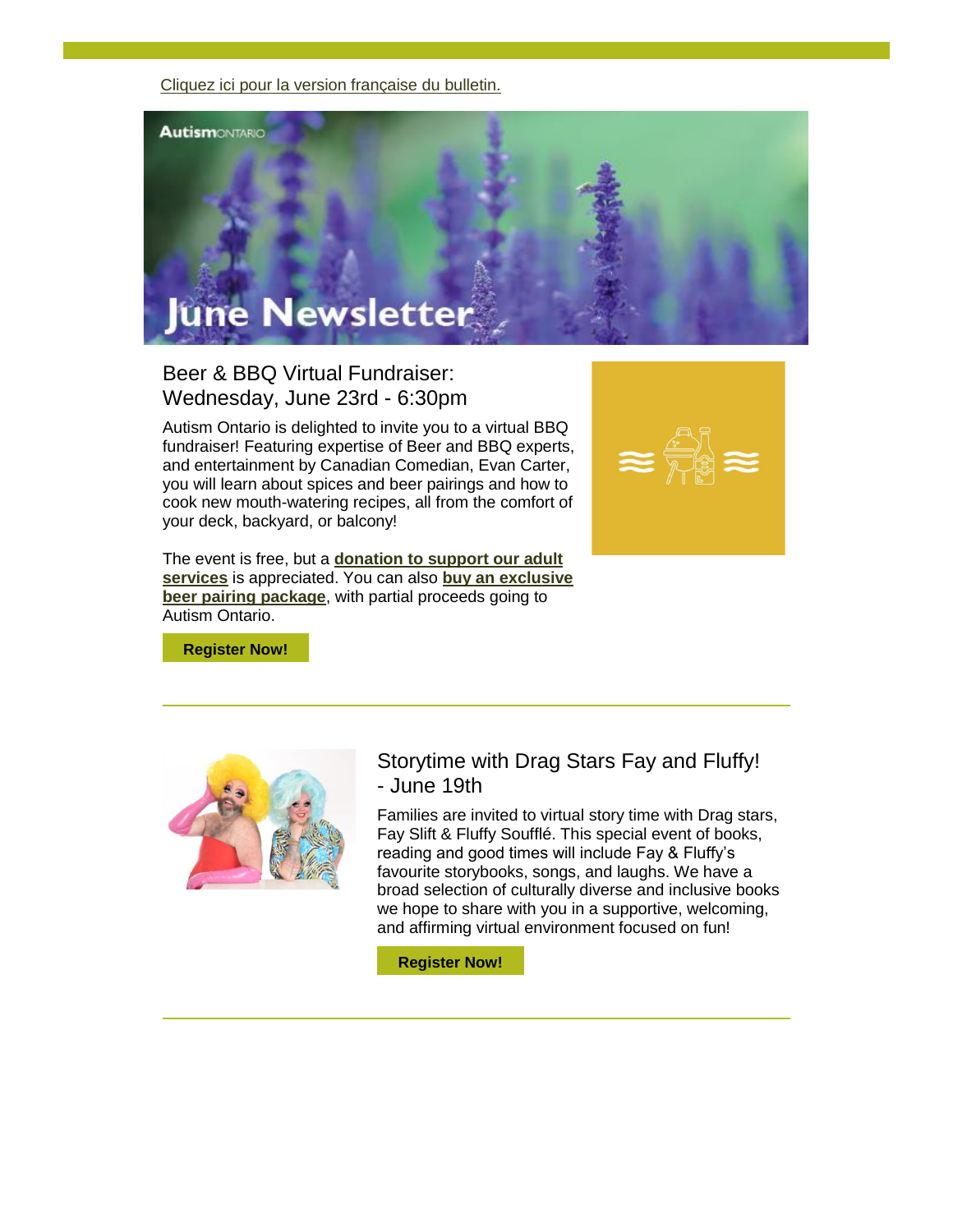Cliquez ici pour la version française du bulletin.

# June Newsletter

## Beer & BBQ Virtual Fundraiser: Wednesday, June 23rd - 6:30pm

Autism Ontario is delighted to invite you to a virtual BBQ fundraiser! Featuring expertise of Beer and BBQ experts, and entertainment by Canadian Comedian, Evan Carter, you will learn about spices and beer pairings and how to cook new mouth-watering recipes, all from the comfort of your deck, backyard, or balcony!

The event is free, but a **donation to support our adult services** is appreciated. You can also **buy an exclusive beer pairing package**, with partial proceeds going to Autism Ontario.

**Register Now!**

---

## Storytime with Drag Stars Fay and Fluffy! - June 19th

Families are invited to virtual story time with Drag stars, Fay Slift & Fluffy Soufflé. This special event of books, reading and good times will include Fay & Fluffy's favourite storybooks, songs, and laughs. We have a broad selection of culturally diverse and inclusive books we hope to share with you in a supportive, welcoming, and affirming virtual environment focused on fun!

**Register Now!**

---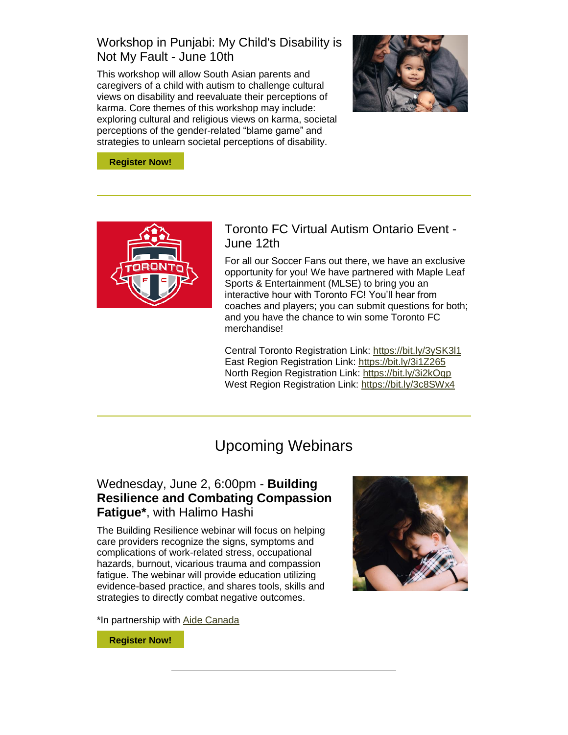## Workshop in Punjabi: My Child's Disability is Not My Fault - June 10th

This workshop will allow South Asian parents and caregivers of a child with autism to challenge cultural views on disability and reevaluate their perceptions of karma. Core themes of this workshop may include: exploring cultural and religious views on karma, societal perceptions of the gender-related "blame game" and strategies to unlearn societal perceptions of disability.

**Register Now!**

---

## Toronto FC Virtual Autism Ontario Event - June 12th

For all our Soccer Fans out there, we have an exclusive opportunity for you! We have partnered with Maple Leaf Sports & Entertainment (MLSE) to bring you an interactive hour with Toronto FC! You'll hear from coaches and players; you can submit questions for both; and you have the chance to win some Toronto FC merchandise!

Central Toronto Registration Link: https://bit.ly/3ySK3l1
East Region Registration Link: https://bit.ly/3i1Z265
North Region Registration Link: https://bit.ly/3i2kOqp
West Region Registration Link: https://bit.ly/3c8SWx4

---

# Upcoming Webinars

## Wednesday, June 2, 6:00pm - **Building Resilience and Combating Compassion Fatigue***, with Halimo Hashi

The Building Resilience webinar will focus on helping care providers recognize the signs, symptoms and complications of work-related stress, occupational hazards, burnout, vicarious trauma and compassion fatigue. The webinar will provide education utilizing evidence-based practice, and shares tools, skills and strategies to directly combat negative outcomes.

*In partnership with Aide Canada

**Register Now!**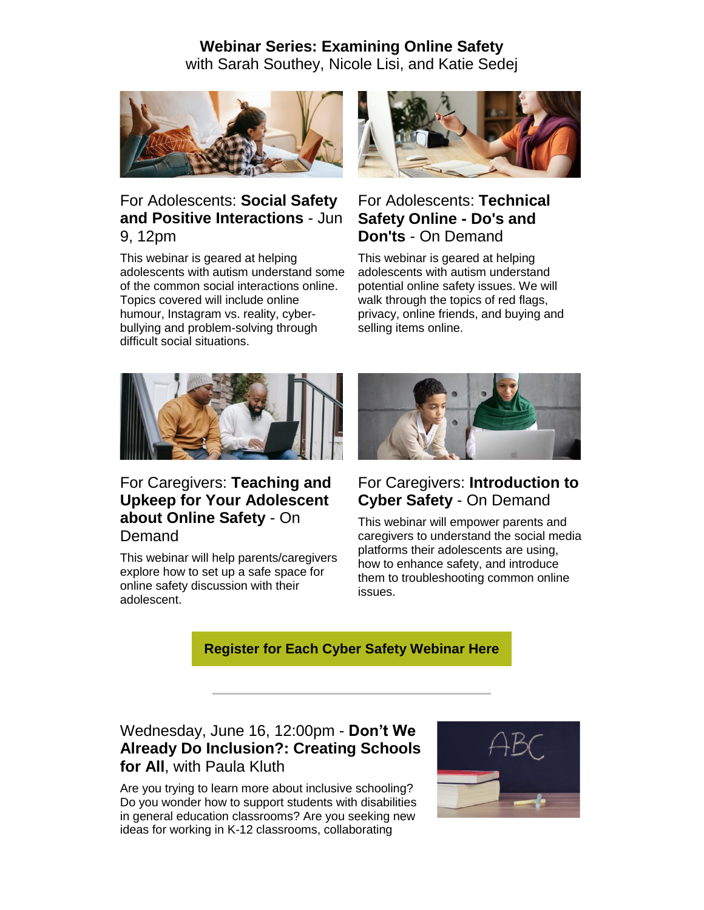**Webinar Series: Examining Online Safety**
with Sarah Southey, Nicole Lisi, and Katie Sedej

### For Adolescents: **Social Safety and Positive Interactions** - Jun 9, 12pm

This webinar is geared at helping adolescents with autism understand some of the common social interactions online. Topics covered will include online humour, Instagram vs. reality, cyber-bullying and problem-solving through difficult social situations.

### For Adolescents: **Technical Safety Online - Do's and Don'ts** - On Demand

This webinar is geared at helping adolescents with autism understand potential online safety issues. We will walk through the topics of red flags, privacy, online friends, and buying and selling items online.

### For Caregivers: **Teaching and Upkeep for Your Adolescent about Online Safety** - On Demand

This webinar will help parents/caregivers explore how to set up a safe space for online safety discussion with their adolescent.

### For Caregivers: **Introduction to Cyber Safety** - On Demand

This webinar will empower parents and caregivers to understand the social media platforms their adolescents are using, how to enhance safety, and introduce them to troubleshooting common online issues.

**Register for Each Cyber Safety Webinar Here**

---

### Wednesday, June 16, 12:00pm - **Don't We Already Do Inclusion?: Creating Schools for All**, with Paula Kluth

Are you trying to learn more about inclusive schooling? Do you wonder how to support students with disabilities in general education classrooms? Are you seeking new ideas for working in K-12 classrooms, collaborating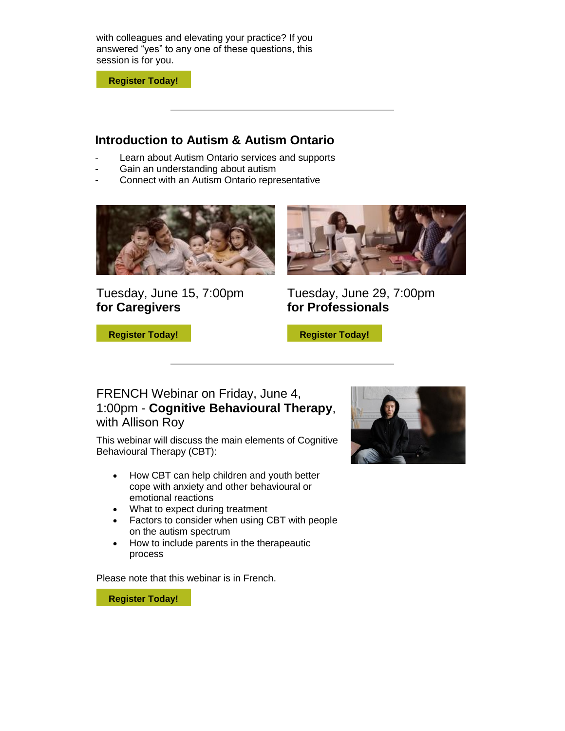with colleagues and elevating your practice? If you answered "yes" to any one of these questions, this session is for you.

**Register Today!**

---

## Introduction to Autism & Autism Ontario

- Learn about Autism Ontario services and supports
- Gain an understanding about autism
- Connect with an Autism Ontario representative

Tuesday, June 15, 7:00pm
**for Caregivers**

**Register Today!**

Tuesday, June 29, 7:00pm
**for Professionals**

**Register Today!**

---

## FRENCH Webinar on Friday, June 4, 1:00pm - **Cognitive Behavioural Therapy**, with Allison Roy

This webinar will discuss the main elements of Cognitive Behavioural Therapy (CBT):

- How CBT can help children and youth better cope with anxiety and other behavioural or emotional reactions
- What to expect during treatment
- Factors to consider when using CBT with people on the autism spectrum
- How to include parents in the therapeautic process

Please note that this webinar is in French.

**Register Today!**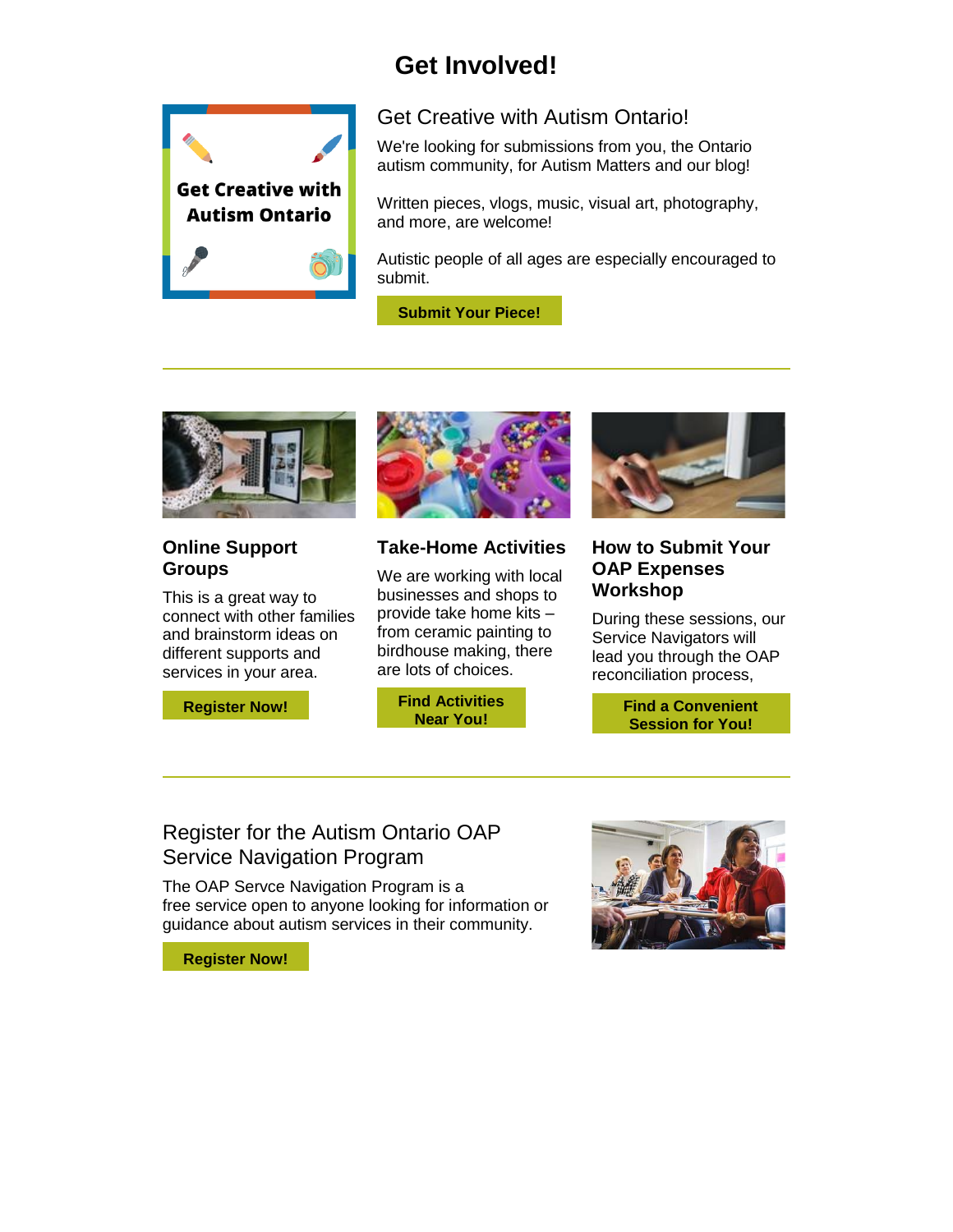# Get Involved!

## Get Creative with Autism Ontario!

We're looking for submissions from you, the Ontario autism community, for Autism Matters and our blog!

Written pieces, vlogs, music, visual art, photography, and more, are welcome!

Autistic people of all ages are especially encouraged to submit.

**Submit Your Piece!**

---

### Online Support Groups

This is a great way to connect with other families and brainstorm ideas on different supports and services in your area.

**Register Now!**

### Take-Home Activities

We are working with local businesses and shops to provide take home kits – from ceramic painting to birdhouse making, there are lots of choices.

**Find Activities Near You!**

### How to Submit Your OAP Expenses Workshop

During these sessions, our Service Navigators will lead you through the OAP reconciliation process,

**Find a Convenient Session for You!**

---

## Register for the Autism Ontario OAP Service Navigation Program

The OAP Servce Navigation Program is a free service open to anyone looking for information or guidance about autism services in their community.

**Register Now!**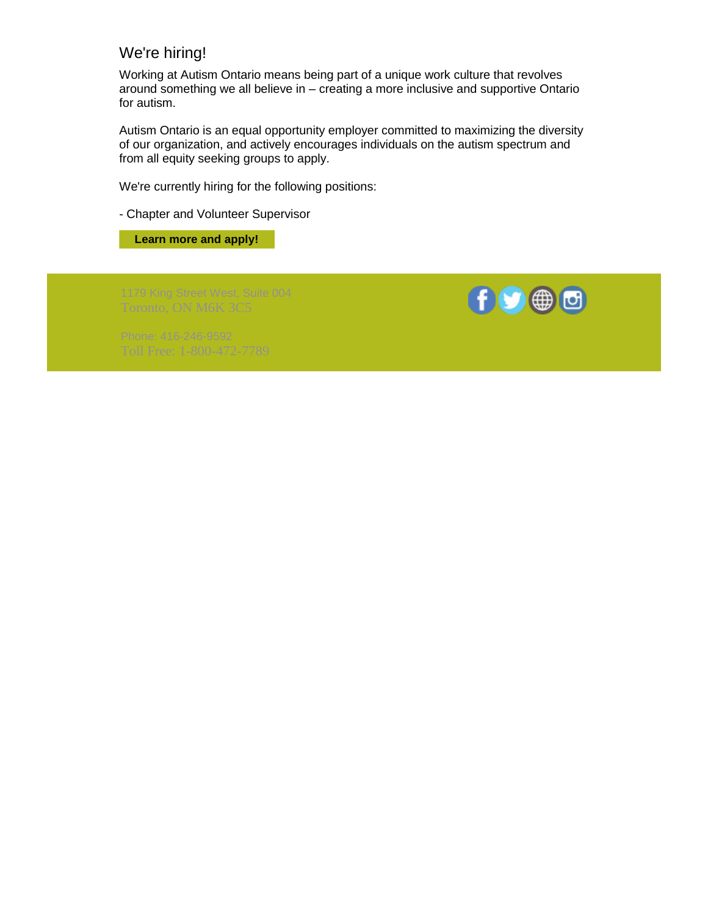## We're hiring!

Working at Autism Ontario means being part of a unique work culture that revolves around something we all believe in – creating a more inclusive and supportive Ontario for autism.

Autism Ontario is an equal opportunity employer committed to maximizing the diversity of our organization, and actively encourages individuals on the autism spectrum and from all equity seeking groups to apply.

We're currently hiring for the following positions:

- Chapter and Volunteer Supervisor

**Learn more and apply!**

1179 King Street West, Suite 004
Toronto, ON M6K 3C5

Phone: 416-246-9592
Toll Free: 1-800-472-7789